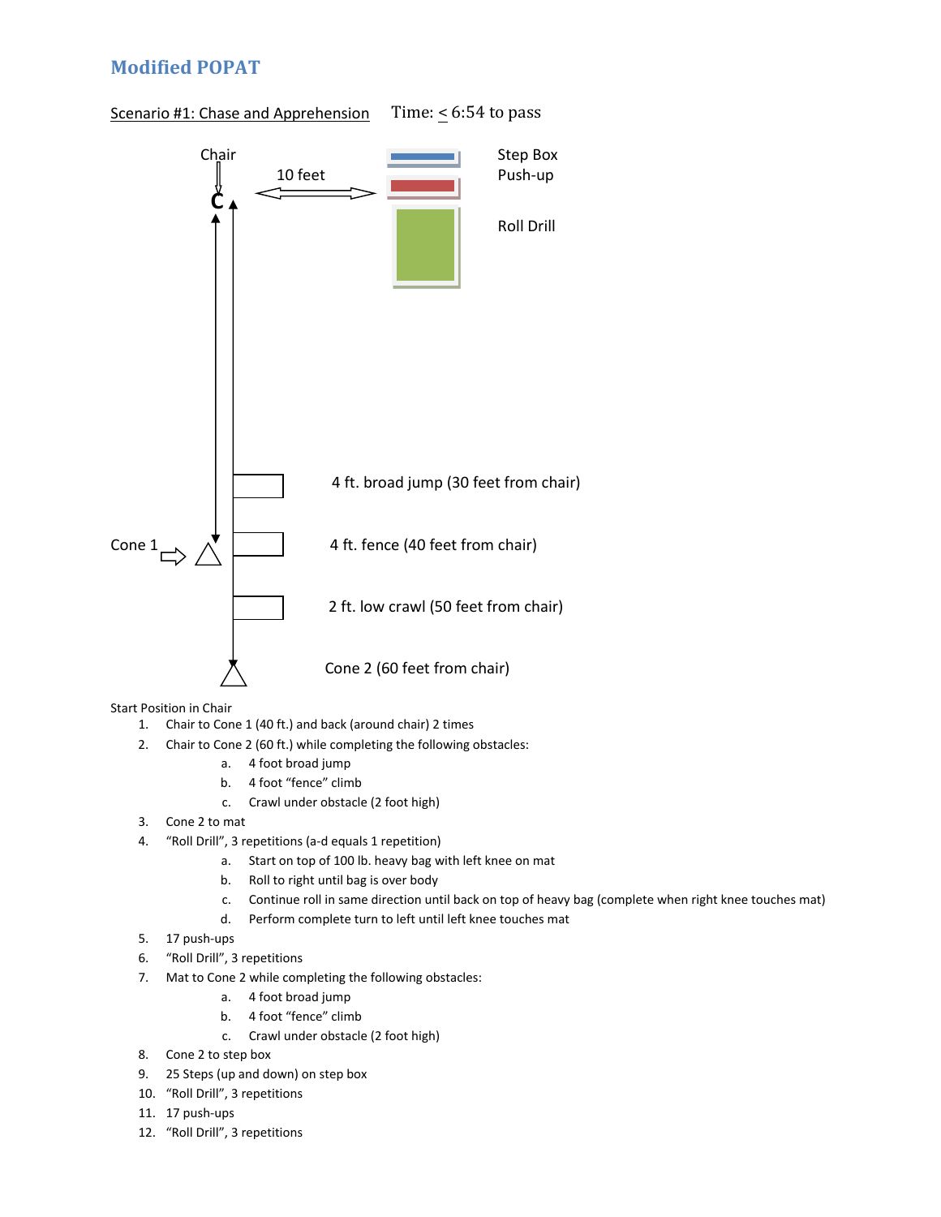# Modified POPAT

Scenario #1: Chase and Apprehension    Time: $\leq$ 6:54 to pass

Chair

10 feet

Step Box

Push-up

Roll Drill

4 ft. broad jump (30 feet from chair)

Cone 1

4 ft. fence (40 feet from chair)

2 ft. low crawl (50 feet from chair)

Cone 2 (60 feet from chair)

Start Position in Chair

1. Chair to Cone 1 (40 ft.) and back (around chair) 2 times
2. Chair to Cone 2 (60 ft.) while completing the following obstacles:
   a. 4 foot broad jump
   b. 4 foot “fence” climb
   c. Crawl under obstacle (2 foot high)
3. Cone 2 to mat
4. “Roll Drill”, 3 repetitions (a-d equals 1 repetition)
   a. Start on top of 100 lb. heavy bag with left knee on mat
   b. Roll to right until bag is over body
   c. Continue roll in same direction until back on top of heavy bag (complete when right knee touches mat)
   d. Perform complete turn to left until left knee touches mat
5. 17 push-ups
6. “Roll Drill”, 3 repetitions
7. Mat to Cone 2 while completing the following obstacles:
   a. 4 foot broad jump
   b. 4 foot “fence” climb
   c. Crawl under obstacle (2 foot high)
8. Cone 2 to step box
9. 25 Steps (up and down) on step box
10. “Roll Drill”, 3 repetitions
11. 17 push-ups
12. “Roll Drill”, 3 repetitions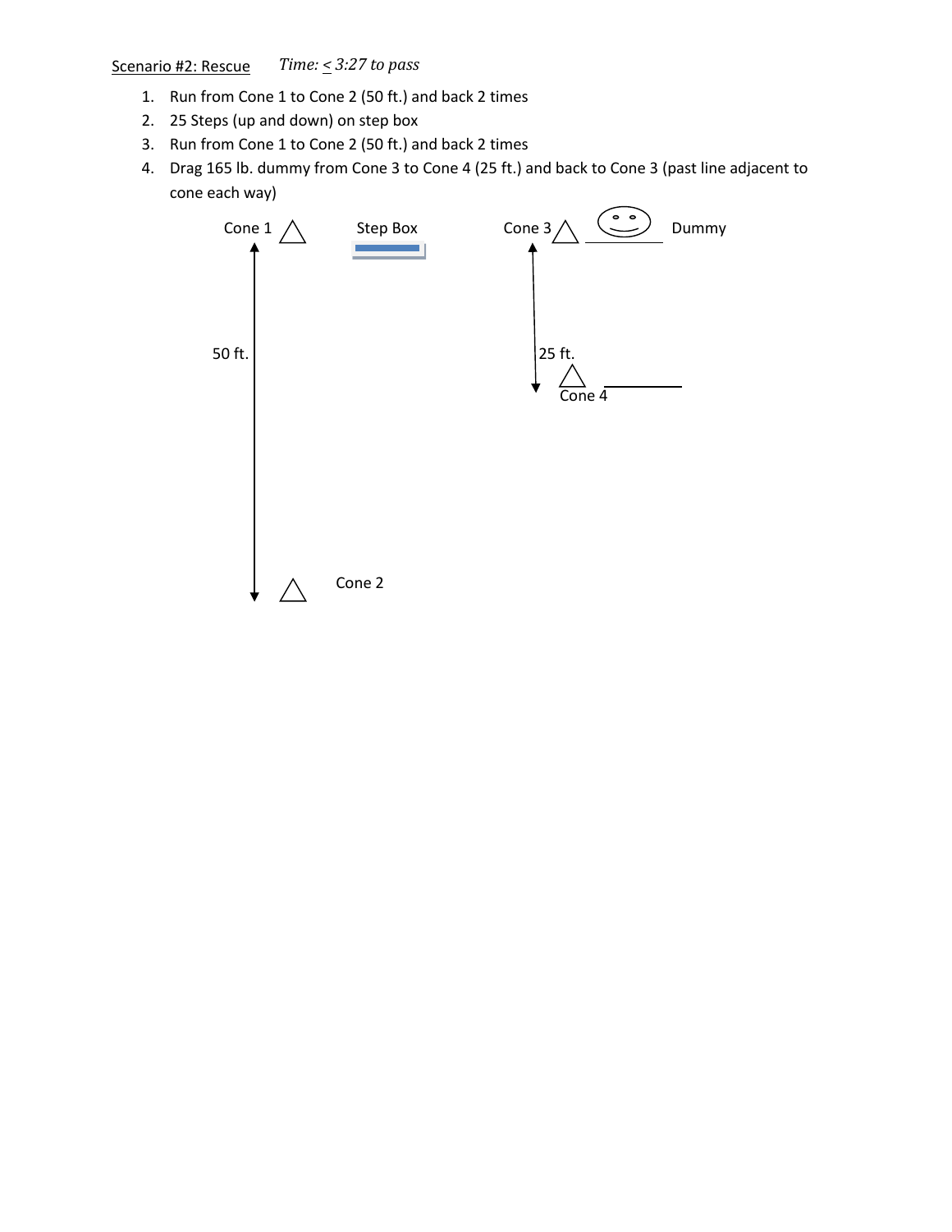Scenario #2: Rescue *Time: ≤ 3:27 to pass*

1. Run from Cone 1 to Cone 2 (50 ft.) and back 2 times
2. 25 Steps (up and down) on step box
3. Run from Cone 1 to Cone 2 (50 ft.) and back 2 times
4. Drag 165 lb. dummy from Cone 3 to Cone 4 (25 ft.) and back to Cone 3 (past line adjacent to cone each way)

Cone 1

Step Box

Cone 3

Dummy

50 ft.

25 ft.

Cone 4

Cone 2